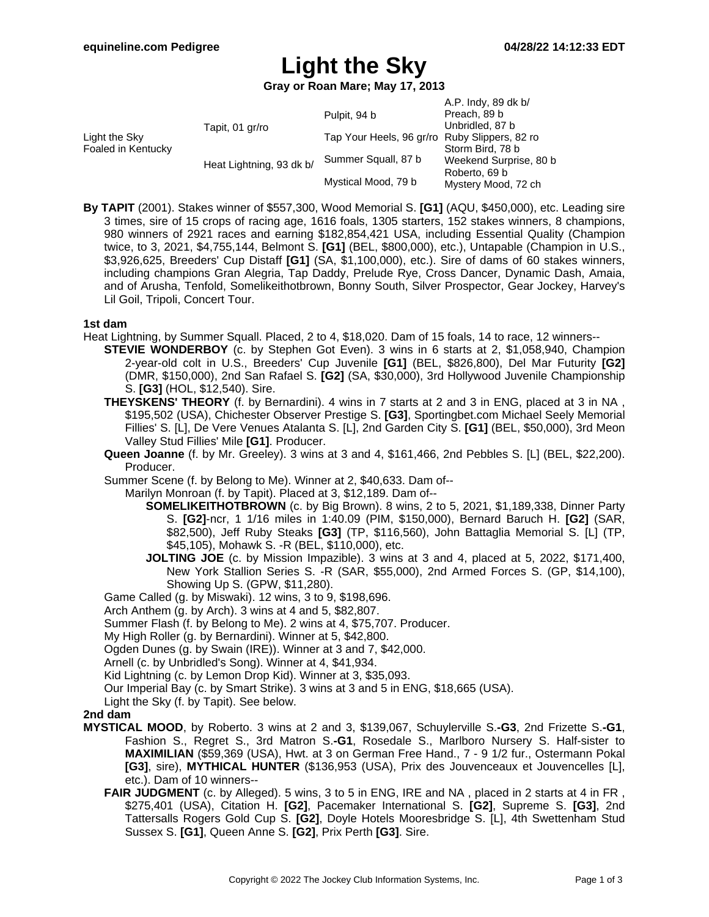equineline.com Pedigree

04/28/22 14:12:33 EDT

# Light the Sky

**Gray or Roan Mare; May 17, 2013**

| | | | |
|---|---|---|---|
| Light the Sky<br>Foaled in Kentucky | Tapit, 01 gr/ro | Pulpit, 94 b | A.P. Indy, 89 dk b/ |
| | | | Preach, 89 b |
| | | Tap Your Heels, 96 gr/ro | Unbridled, 87 b |
| | | | Ruby Slippers, 82 ro |
| | Heat Lightning, 93 dk b/ | Summer Squall, 87 b | Storm Bird, 78 b |
| | | | Weekend Surprise, 80 b |
| | | Mystical Mood, 79 b | Roberto, 69 b |
| | | | Mystery Mood, 72 ch |

**By TAPIT** (2001). Stakes winner of $557,300, Wood Memorial S. **[G1]** (AQU, $450,000), etc. Leading sire 3 times, sire of 15 crops of racing age, 1616 foals, 1305 starters, 152 stakes winners, 8 champions, 980 winners of 2921 races and earning $182,854,421 USA, including Essential Quality (Champion twice, to 3, 2021, $4,755,144, Belmont S. **[G1]** (BEL, $800,000), etc.), Untapable (Champion in U.S., $3,926,625, Breeders' Cup Distaff **[G1]** (SA, $1,100,000), etc.). Sire of dams of 60 stakes winners, including champions Gran Alegria, Tap Daddy, Prelude Rye, Cross Dancer, Dynamic Dash, Amaia, and of Arusha, Tenfold, Somelikeithotbrown, Bonny South, Silver Prospector, Gear Jockey, Harvey's Lil Goil, Tripoli, Concert Tour.

### 1st dam

Heat Lightning, by Summer Squall. Placed, 2 to 4, $18,020. Dam of 15 foals, 14 to race, 12 winners--

- **STEVIE WONDERBOY** (c. by Stephen Got Even). 3 wins in 6 starts at 2, $1,058,940, Champion 2-year-old colt in U.S., Breeders' Cup Juvenile **[G1]** (BEL, $826,800), Del Mar Futurity **[G2]** (DMR, $150,000), 2nd San Rafael S. **[G2]** (SA, $30,000), 3rd Hollywood Juvenile Championship S. **[G3]** (HOL, $12,540). Sire.
- **THEYSKENS' THEORY** (f. by Bernardini). 4 wins in 7 starts at 2 and 3 in ENG, placed at 3 in NA , $195,502 (USA), Chichester Observer Prestige S. **[G3]**, Sportingbet.com Michael Seely Memorial Fillies' S. [L], De Vere Venues Atalanta S. [L], 2nd Garden City S. **[G1]** (BEL, $50,000), 3rd Meon Valley Stud Fillies' Mile **[G1]**. Producer.
- **Queen Joanne** (f. by Mr. Greeley). 3 wins at 3 and 4, $161,466, 2nd Pebbles S. [L] (BEL, $22,200). Producer.
- Summer Scene (f. by Belong to Me). Winner at 2, $40,633. Dam of--
  - Marilyn Monroan (f. by Tapit). Placed at 3, $12,189. Dam of--
    - **SOMELIKEITHOTBROWN** (c. by Big Brown). 8 wins, 2 to 5, 2021, $1,189,338, Dinner Party S. **[G2]**-ncr, 1 1/16 miles in 1:40.09 (PIM, $150,000), Bernard Baruch H. **[G2]** (SAR, $82,500), Jeff Ruby Steaks **[G3]** (TP, $116,560), John Battaglia Memorial S. [L] (TP, $45,105), Mohawk S. -R (BEL, $110,000), etc.
    - **JOLTING JOE** (c. by Mission Impazible). 3 wins at 3 and 4, placed at 5, 2022, $171,400, New York Stallion Series S. -R (SAR, $55,000), 2nd Armed Forces S. (GP, $14,100), Showing Up S. (GPW, $11,280).
- Game Called (g. by Miswaki). 12 wins, 3 to 9, $198,696.
- Arch Anthem (g. by Arch). 3 wins at 4 and 5, $82,807.
- Summer Flash (f. by Belong to Me). 2 wins at 4, $75,707. Producer.
- My High Roller (g. by Bernardini). Winner at 5, $42,800.
- Ogden Dunes (g. by Swain (IRE)). Winner at 3 and 7, $42,000.
- Arnell (c. by Unbridled's Song). Winner at 4, $41,934.
- Kid Lightning (c. by Lemon Drop Kid). Winner at 3, $35,093.
- Our Imperial Bay (c. by Smart Strike). 3 wins at 3 and 5 in ENG, $18,665 (USA).
- Light the Sky (f. by Tapit). See below.

### 2nd dam

**MYSTICAL MOOD**, by Roberto. 3 wins at 2 and 3, $139,067, Schuylerville S.**-G3**, 2nd Frizette S.**-G1**, Fashion S., Regret S., 3rd Matron S.**-G1**, Rosedale S., Marlboro Nursery S. Half-sister to **MAXIMILIAN** ($59,369 (USA), Hwt. at 3 on German Free Hand., 7 - 9 1/2 fur., Ostermann Pokal **[G3]**, sire), **MYTHICAL HUNTER** ($136,953 (USA), Prix des Jouvenceaux et Jouvencelles [L], etc.). Dam of 10 winners--

- **FAIR JUDGMENT** (c. by Alleged). 5 wins, 3 to 5 in ENG, IRE and NA , placed in 2 starts at 4 in FR , $275,401 (USA), Citation H. **[G2]**, Pacemaker International S. **[G2]**, Supreme S. **[G3]**, 2nd Tattersalls Rogers Gold Cup S. **[G2]**, Doyle Hotels Mooresbridge S. [L], 4th Swettenham Stud Sussex S. **[G1]**, Queen Anne S. **[G2]**, Prix Perth **[G3]**. Sire.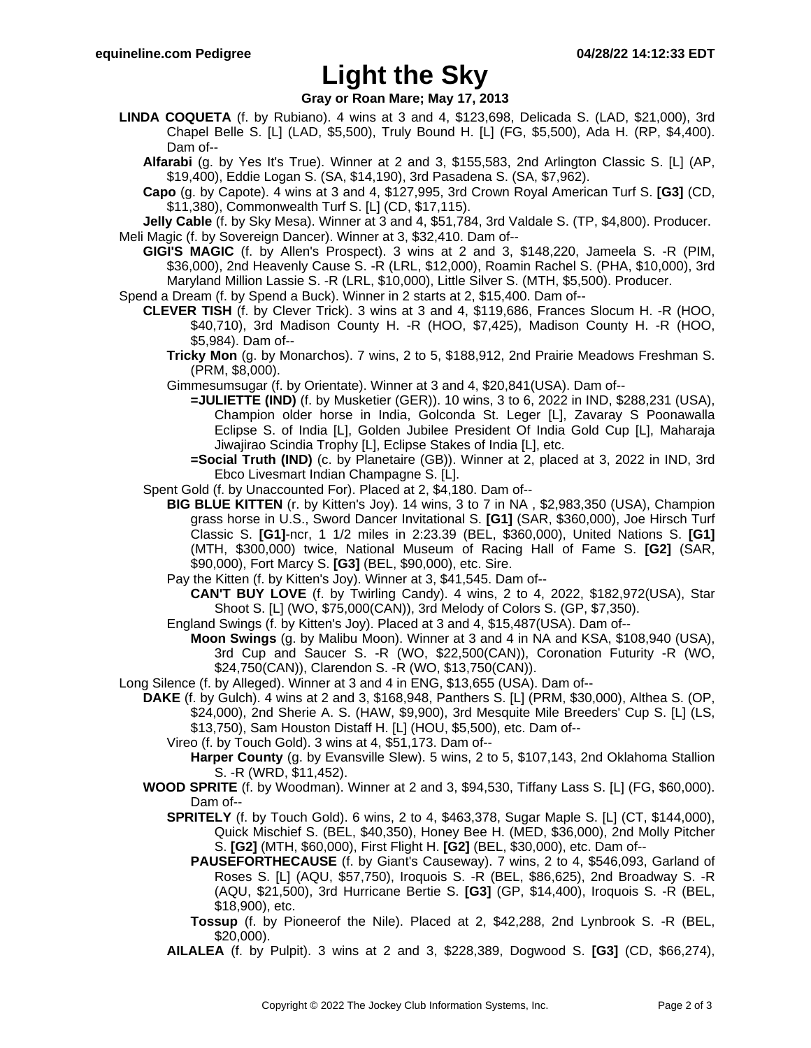# Light the Sky

**Gray or Roan Mare; May 17, 2013**

**LINDA COQUETA** (f. by Rubiano). 4 wins at 3 and 4, $123,698, Delicada S. (LAD, $21,000), 3rd Chapel Belle S. [L] (LAD, $5,500), Truly Bound H. [L] (FG, $5,500), Ada H. (RP, $4,400). Dam of--

- **Alfarabi** (g. by Yes It's True). Winner at 2 and 3, $155,583, 2nd Arlington Classic S. [L] (AP, $19,400), Eddie Logan S. (SA, $14,190), 3rd Pasadena S. (SA, $7,962).
- **Capo** (g. by Capote). 4 wins at 3 and 4, $127,995, 3rd Crown Royal American Turf S. **[G3]** (CD, $11,380), Commonwealth Turf S. [L] (CD, $17,115).
- **Jelly Cable** (f. by Sky Mesa). Winner at 3 and 4, $51,784, 3rd Valdale S. (TP, $4,800). Producer.

Meli Magic (f. by Sovereign Dancer). Winner at 3, $32,410. Dam of--

- **GIGI'S MAGIC** (f. by Allen's Prospect). 3 wins at 2 and 3, $148,220, Jameela S. -R (PIM, $36,000), 2nd Heavenly Cause S. -R (LRL, $12,000), Roamin Rachel S. (PHA, $10,000), 3rd Maryland Million Lassie S. -R (LRL, $10,000), Little Silver S. (MTH, $5,500). Producer.

Spend a Dream (f. by Spend a Buck). Winner in 2 starts at 2, $15,400. Dam of--

- **CLEVER TISH** (f. by Clever Trick). 3 wins at 3 and 4, $119,686, Frances Slocum H. -R (HOO, $40,710), 3rd Madison County H. -R (HOO, $7,425), Madison County H. -R (HOO, $5,984). Dam of--
  - **Tricky Mon** (g. by Monarchos). 7 wins, 2 to 5, $188,912, 2nd Prairie Meadows Freshman S. (PRM, $8,000).
  - Gimmesumsugar (f. by Orientate). Winner at 3 and 4, $20,841(USA). Dam of--
    - **=JULIETTE (IND)** (f. by Musketier (GER)). 10 wins, 3 to 6, 2022 in IND, $288,231 (USA), Champion older horse in India, Golconda St. Leger [L], Zavaray S Poonawalla Eclipse S. of India [L], Golden Jubilee President Of India Gold Cup [L], Maharaja Jiwajirao Scindia Trophy [L], Eclipse Stakes of India [L], etc.
    - **=Social Truth (IND)** (c. by Planetaire (GB)). Winner at 2, placed at 3, 2022 in IND, 3rd Ebco Livesmart Indian Champagne S. [L].
- Spent Gold (f. by Unaccounted For). Placed at 2, $4,180. Dam of--
  - **BIG BLUE KITTEN** (r. by Kitten's Joy). 14 wins, 3 to 7 in NA , $2,983,350 (USA), Champion grass horse in U.S., Sword Dancer Invitational S. **[G1]** (SAR, $360,000), Joe Hirsch Turf Classic S. **[G1]**-ncr, 1 1/2 miles in 2:23.39 (BEL, $360,000), United Nations S. **[G1]** (MTH, $300,000) twice, National Museum of Racing Hall of Fame S. **[G2]** (SAR, $90,000), Fort Marcy S. **[G3]** (BEL, $90,000), etc. Sire.
  - Pay the Kitten (f. by Kitten's Joy). Winner at 3, $41,545. Dam of--
    - **CAN'T BUY LOVE** (f. by Twirling Candy). 4 wins, 2 to 4, 2022, $182,972(USA), Star Shoot S. [L] (WO, $75,000(CAN)), 3rd Melody of Colors S. (GP, $7,350).
  - England Swings (f. by Kitten's Joy). Placed at 3 and 4, $15,487(USA). Dam of--
    - **Moon Swings** (g. by Malibu Moon). Winner at 3 and 4 in NA and KSA, $108,940 (USA), 3rd Cup and Saucer S. -R (WO, $22,500(CAN)), Coronation Futurity -R (WO, $24,750(CAN)), Clarendon S. -R (WO, $13,750(CAN)).

Long Silence (f. by Alleged). Winner at 3 and 4 in ENG, $13,655 (USA). Dam of--

- **DAKE** (f. by Gulch). 4 wins at 2 and 3, $168,948, Panthers S. [L] (PRM, $30,000), Althea S. (OP, $24,000), 2nd Sherie A. S. (HAW, $9,900), 3rd Mesquite Mile Breeders' Cup S. [L] (LS, $13,750), Sam Houston Distaff H. [L] (HOU, $5,500), etc. Dam of--
  - Vireo (f. by Touch Gold). 3 wins at 4, $51,173. Dam of--
    - **Harper County** (g. by Evansville Slew). 5 wins, 2 to 5, $107,143, 2nd Oklahoma Stallion S. -R (WRD, $11,452).
- **WOOD SPRITE** (f. by Woodman). Winner at 2 and 3, $94,530, Tiffany Lass S. [L] (FG, $60,000). Dam of--
  - **SPRITELY** (f. by Touch Gold). 6 wins, 2 to 4, $463,378, Sugar Maple S. [L] (CT, $144,000), Quick Mischief S. (BEL, $40,350), Honey Bee H. (MED, $36,000), 2nd Molly Pitcher S. **[G2]** (MTH, $60,000), First Flight H. **[G2]** (BEL, $30,000), etc. Dam of--
    - **PAUSEFORTHECAUSE** (f. by Giant's Causeway). 7 wins, 2 to 4, $546,093, Garland of Roses S. [L] (AQU, $57,750), Iroquois S. -R (BEL, $86,625), 2nd Broadway S. -R (AQU, $21,500), 3rd Hurricane Bertie S. **[G3]** (GP, $14,400), Iroquois S. -R (BEL, $18,900), etc.
    - **Tossup** (f. by Pioneerof the Nile). Placed at 2, $42,288, 2nd Lynbrook S. -R (BEL, $20,000).
  - **AILALEA** (f. by Pulpit). 3 wins at 2 and 3, $228,389, Dogwood S. **[G3]** (CD, $66,274),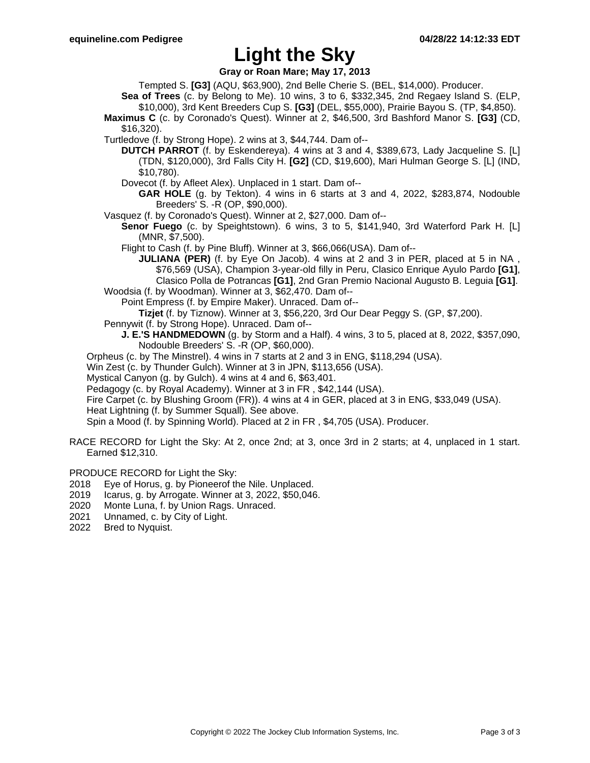# Light the Sky

**Gray or Roan Mare; May 17, 2013**

Tempted S. **[G3]** (AQU, $63,900), 2nd Belle Cherie S. (BEL, $14,000). Producer.

**Sea of Trees** (c. by Belong to Me). 10 wins, 3 to 6, $332,345, 2nd Regaey Island S. (ELP, $10,000), 3rd Kent Breeders Cup S. **[G3]** (DEL, $55,000), Prairie Bayou S. (TP, $4,850).

**Maximus C** (c. by Coronado's Quest). Winner at 2, $46,500, 3rd Bashford Manor S. **[G3]** (CD, $16,320).

Turtledove (f. by Strong Hope). 2 wins at 3, $44,744. Dam of--

**DUTCH PARROT** (f. by Eskendereya). 4 wins at 3 and 4, $389,673, Lady Jacqueline S. [L] (TDN, $120,000), 3rd Falls City H. **[G2]** (CD, $19,600), Mari Hulman George S. [L] (IND, $10,780).

Dovecot (f. by Afleet Alex). Unplaced in 1 start. Dam of--

**GAR HOLE** (g. by Tekton). 4 wins in 6 starts at 3 and 4, 2022, $283,874, Nodouble Breeders' S. -R (OP, $90,000).

Vasquez (f. by Coronado's Quest). Winner at 2, $27,000. Dam of--

**Senor Fuego** (c. by Speightstown). 6 wins, 3 to 5, $141,940, 3rd Waterford Park H. [L] (MNR, $7,500).

Flight to Cash (f. by Pine Bluff). Winner at 3, $66,066(USA). Dam of--

**JULIANA (PER)** (f. by Eye On Jacob). 4 wins at 2 and 3 in PER, placed at 5 in NA , $76,569 (USA), Champion 3-year-old filly in Peru, Clasico Enrique Ayulo Pardo **[G1]**, Clasico Polla de Potrancas **[G1]**, 2nd Gran Premio Nacional Augusto B. Leguia **[G1]**.

Woodsia (f. by Woodman). Winner at 3, $62,470. Dam of--

Point Empress (f. by Empire Maker). Unraced. Dam of--

**Tizjet** (f. by Tiznow). Winner at 3, $56,220, 3rd Our Dear Peggy S. (GP, $7,200).

Pennywit (f. by Strong Hope). Unraced. Dam of--

**J. E.'S HANDMEDOWN** (g. by Storm and a Half). 4 wins, 3 to 5, placed at 8, 2022, $357,090, Nodouble Breeders' S. -R (OP, $60,000).

Orpheus (c. by The Minstrel). 4 wins in 7 starts at 2 and 3 in ENG, $118,294 (USA).

Win Zest (c. by Thunder Gulch). Winner at 3 in JPN, $113,656 (USA).

Mystical Canyon (g. by Gulch). 4 wins at 4 and 6, $63,401.

Pedagogy (c. by Royal Academy). Winner at 3 in FR , $42,144 (USA).

Fire Carpet (c. by Blushing Groom (FR)). 4 wins at 4 in GER, placed at 3 in ENG, $33,049 (USA).

Heat Lightning (f. by Summer Squall). See above.

Spin a Mood (f. by Spinning World). Placed at 2 in FR , $4,705 (USA). Producer.

RACE RECORD for Light the Sky: At 2, once 2nd; at 3, once 3rd in 2 starts; at 4, unplaced in 1 start. Earned $12,310.

PRODUCE RECORD for Light the Sky:

2018 Eye of Horus, g. by Pioneerof the Nile. Unplaced.
2019 Icarus, g. by Arrogate. Winner at 3, 2022, $50,046.
2020 Monte Luna, f. by Union Rags. Unraced.
2021 Unnamed, c. by City of Light.
2022 Bred to Nyquist.